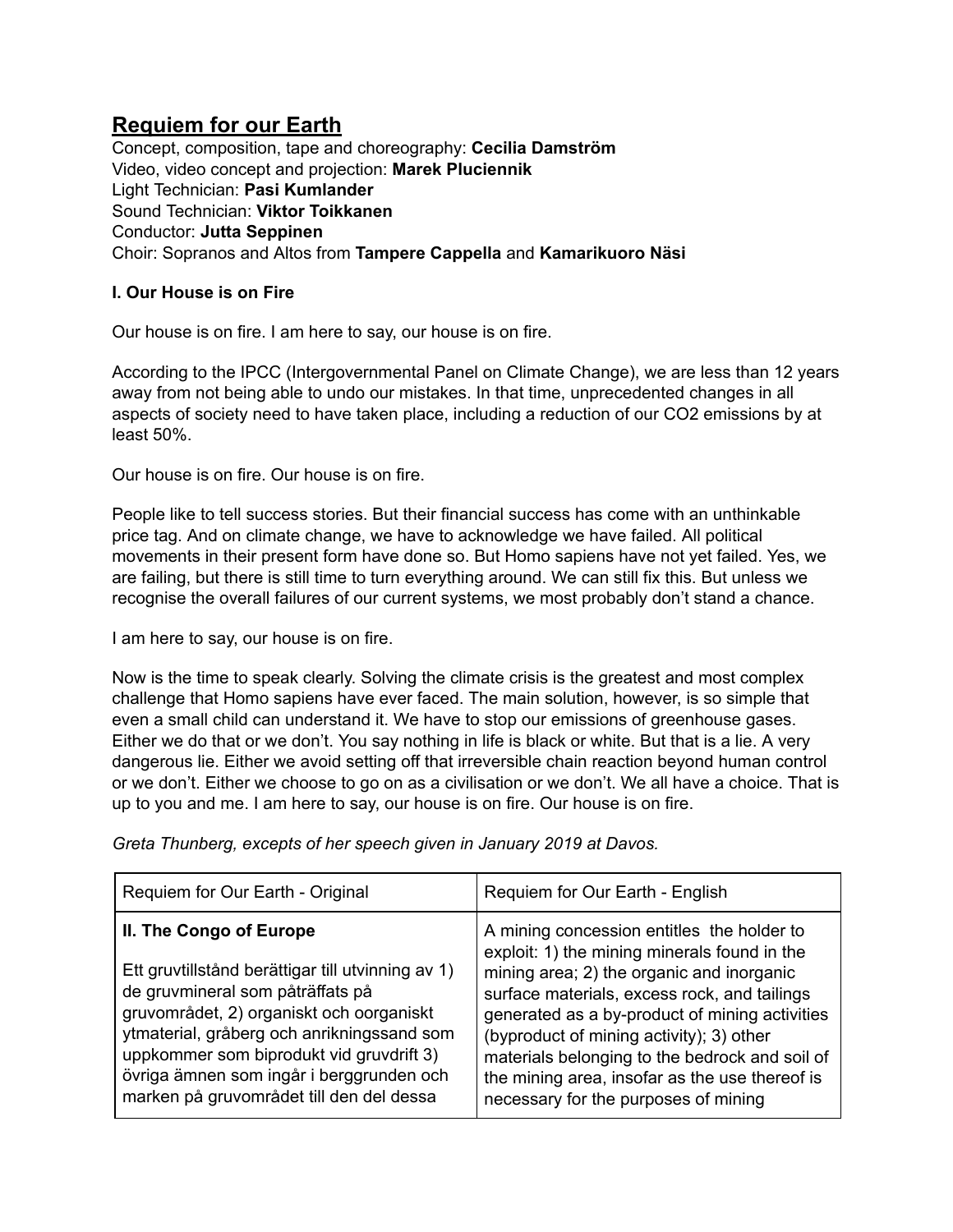# Requiem for our Earth

Concept, composition, tape and choreography: **Cecilia Damström**
Video, video concept and projection: **Marek Pluciennik**
Light Technician: **Pasi Kumlander**
Sound Technician: **Viktor Toikkanen**
Conductor: **Jutta Seppinen**
Choir: Sopranos and Altos from **Tampere Cappella** and **Kamarikuoro Näsi**

**I. Our House is on Fire**

Our house is on fire. I am here to say, our house is on fire.

According to the IPCC (Intergovernmental Panel on Climate Change), we are less than 12 years away from not being able to undo our mistakes. In that time, unprecedented changes in all aspects of society need to have taken place, including a reduction of our $CO_2$ emissions by at least 50%.

Our house is on fire. Our house is on fire.

People like to tell success stories. But their financial success has come with an unthinkable price tag. And on climate change, we have to acknowledge we have failed. All political movements in their present form have done so. But Homo sapiens have not yet failed. Yes, we are failing, but there is still time to turn everything around. We can still fix this. But unless we recognise the overall failures of our current systems, we most probably don't stand a chance.

I am here to say, our house is on fire.

Now is the time to speak clearly. Solving the climate crisis is the greatest and most complex challenge that Homo sapiens have ever faced. The main solution, however, is so simple that even a small child can understand it. We have to stop our emissions of greenhouse gases. Either we do that or we don't. You say nothing in life is black or white. But that is a lie. A very dangerous lie. Either we avoid setting off that irreversible chain reaction beyond human control or we don't. Either we choose to go on as a civilisation or we don't. We all have a choice. That is up to you and me. I am here to say, our house is on fire. Our house is on fire.

*Greta Thunberg, excepts of her speech given in January 2019 at Davos.*

| Requiem for Our Earth - Original | Requiem for Our Earth - English |
|---|---|
| **II. The Congo of Europe**<br><br>Ett gruvtillstånd berättigar till utvinning av 1) de gruvmineral som påträffats på gruvområdet, 2) organiskt och oorganiskt ytmaterial, gråberg och anrikningssand som uppkommer som biprodukt vid gruvdrift 3) övriga ämnen som ingår i berggrunden och marken på gruvområdet till den del dessa | A mining concession entitles the holder to exploit: 1) the mining minerals found in the mining area; 2) the organic and inorganic surface materials, excess rock, and tailings generated as a by-product of mining activities (byproduct of mining activity); 3) other materials belonging to the bedrock and soil of the mining area, insofar as the use thereof is necessary for the purposes of mining |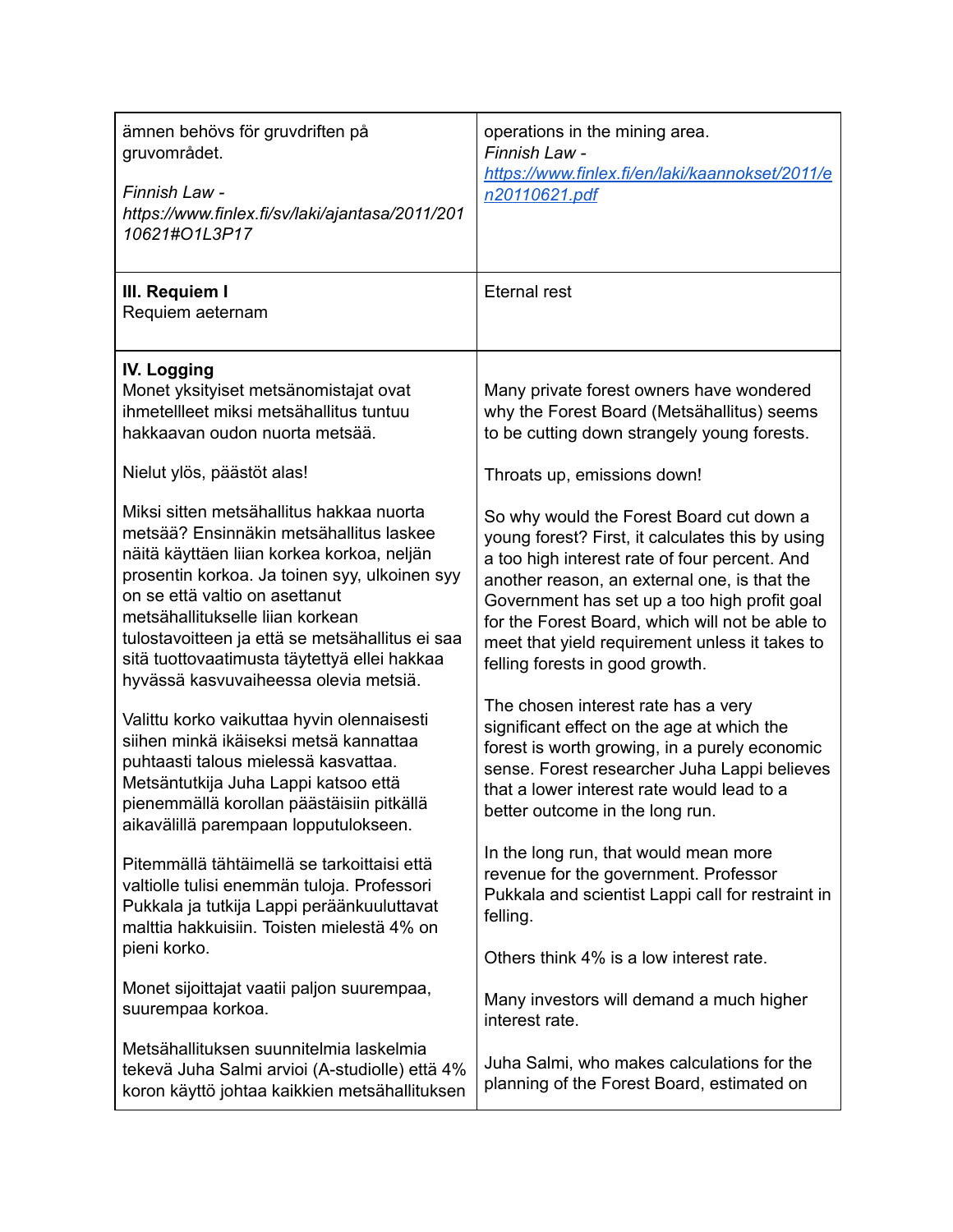| ämnen behövs för gruvdriften på gruvområdet.<br><br>*Finnish Law - https://www.finlex.fi/sv/laki/ajantasa/2011/20110621#O1L3P17* | operations in the mining area.<br>*Finnish Law - [https://www.finlex.fi/en/laki/kaannokset/2011/en20110621.pdf](https://www.finlex.fi/en/laki/kaannokset/2011/en20110621.pdf)* |
|---|---|
| **III. Requiem I**<br>Requiem aeternam | Eternal rest |
| **IV. Logging**<br>Monet yksityiset metsänomistajat ovat ihmetellleet miksi metsähallitus tuntuu hakkaavan oudon nuorta metsää.<br><br>Nielut ylös, päästöt alas!<br><br>Miksi sitten metsähallitus hakkaa nuorta metsää? Ensinnäkin metsähallitus laskee näitä käyttäen liian korkea korkoa, neljän prosentin korkoa. Ja toinen syy, ulkoinen syy on se että valtio on asettanut metsähallitukselle liian korkean tulostavoitteen ja että se metsähallitus ei saa sitä tuottovaatimusta täytettyä ellei hakkaa hyvässä kasvuvaiheessa olevia metsiä.<br><br>Valittu korko vaikuttaa hyvin olennaisesti siihen minkä ikäiseksi metsä kannattaa puhtaasti talous mielessä kasvattaa. Metsäntutkija Juha Lappi katsoo että pienemmällä korollan päästäisiin pitkällä aikavälillä parempaan lopputulokseen.<br><br>Pitemmällä tähtäimellä se tarkoittaisi että valtiolle tulisi enemmän tuloja. Professori Pukkala ja tutkija Lappi peräänkuuluttavat malttia hakkuisiin. Toisten mielestä 4% on pieni korko.<br><br>Monet sijoittajat vaatii paljon suurempaa, suurempaa korkoa.<br><br>Metsähallituksen suunnitelmia laskelmia tekevä Juha Salmi arvioi (A-studiolle) että 4% koron käyttö johtaa kaikkien metsähallituksen | Many private forest owners have wondered why the Forest Board (Metsähallitus) seems to be cutting down strangely young forests.<br><br>Throats up, emissions down!<br><br>So why would the Forest Board cut down a young forest? First, it calculates this by using a too high interest rate of four percent. And another reason, an external one, is that the Government has set up a too high profit goal for the Forest Board, which will not be able to meet that yield requirement unless it takes to felling forests in good growth.<br><br>The chosen interest rate has a very significant effect on the age at which the forest is worth growing, in a purely economic sense. Forest researcher Juha Lappi believes that a lower interest rate would lead to a better outcome in the long run.<br><br>In the long run, that would mean more revenue for the government. Professor Pukkala and scientist Lappi call for restraint in felling.<br><br>Others think 4% is a low interest rate.<br><br>Many investors will demand a much higher interest rate.<br><br>Juha Salmi, who makes calculations for the planning of the Forest Board, estimated on |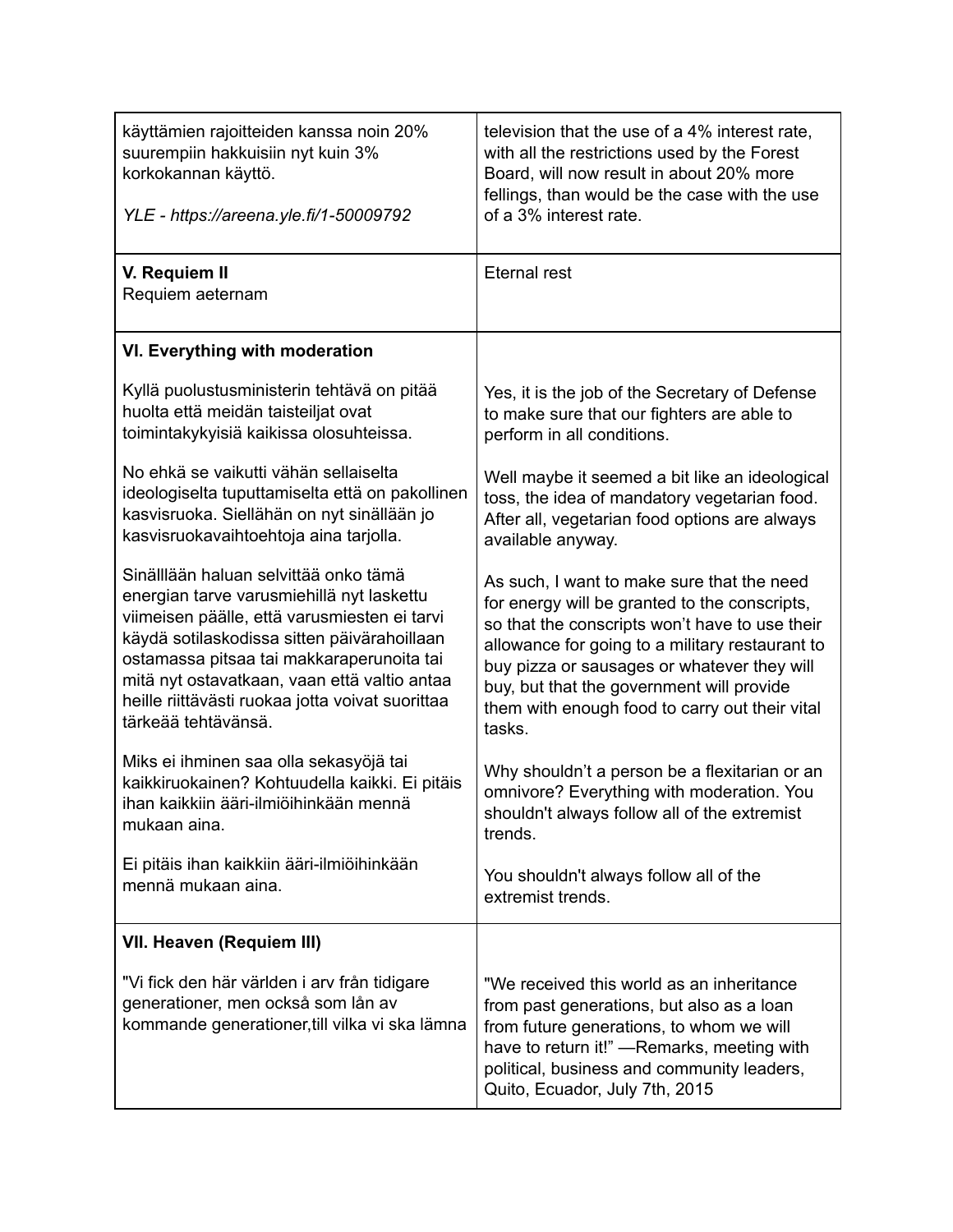| | |
|---|---|
| käyttämien rajoitteiden kanssa noin 20% suurempiin hakkuisiin nyt kuin 3% korkokannan käyttö.<br><br>*YLE - https://areena.yle.fi/1-50009792* | television that the use of a 4% interest rate, with all the restrictions used by the Forest Board, will now result in about 20% more fellings, than would be the case with the use of a 3% interest rate. |
| **V. Requiem II**<br>Requiem aeternam | Eternal rest |
| **VI. Everything with moderation**<br><br>Kyllä puolustusministerin tehtävä on pitää huolta että meidän taisteiljat ovat toimintakykyisiä kaikissa olosuhteissa.<br><br>No ehkä se vaikutti vähän sellaiselta ideologiselta tuputtamiselta että on pakollinen kasvisruoka. Siellähän on nyt sinällään jo kasvisruokavaihtoehtoja aina tarjolla.<br><br>Sinälllään haluan selvittää onko tämä energian tarve varusmiehillä nyt laskettu viimeisen päälle, että varusmiesten ei tarvi käydä sotilaskodissa sitten päivärahoillaan ostamassa pitsaa tai makkaraperunoita tai mitä nyt ostavatkaan, vaan että valtio antaa heille riittävästi ruokaa jotta voivat suorittaa tärkeää tehtävänsä.<br><br>Miks ei ihminen saa olla sekasyöjä tai kaikkiruokainen? Kohtuudella kaikki. Ei pitäis ihan kaikkiin ääri-ilmiöihinkään mennä mukaan aina.<br><br>Ei pitäis ihan kaikkiin ääri-ilmiöihinkään mennä mukaan aina. | <br><br>Yes, it is the job of the Secretary of Defense to make sure that our fighters are able to perform in all conditions.<br><br>Well maybe it seemed a bit like an ideological toss, the idea of mandatory vegetarian food. After all, vegetarian food options are always available anyway.<br><br>As such, I want to make sure that the need for energy will be granted to the conscripts, so that the conscripts won't have to use their allowance for going to a military restaurant to buy pizza or sausages or whatever they will buy, but that the government will provide them with enough food to carry out their vital tasks.<br><br>Why shouldn't a person be a flexitarian or an omnivore? Everything with moderation. You shouldn't always follow all of the extremist trends.<br><br>You shouldn't always follow all of the extremist trends. |
| **VII. Heaven (Requiem III)**<br><br>"Vi fick den här världen i arv från tidigare generationer, men också som lån av kommande generationer,till vilka vi ska lämna | <br><br>"We received this world as an inheritance from past generations, but also as a loan from future generations, to whom we will have to return it!" —Remarks, meeting with political, business and community leaders, Quito, Ecuador, July 7th, 2015 |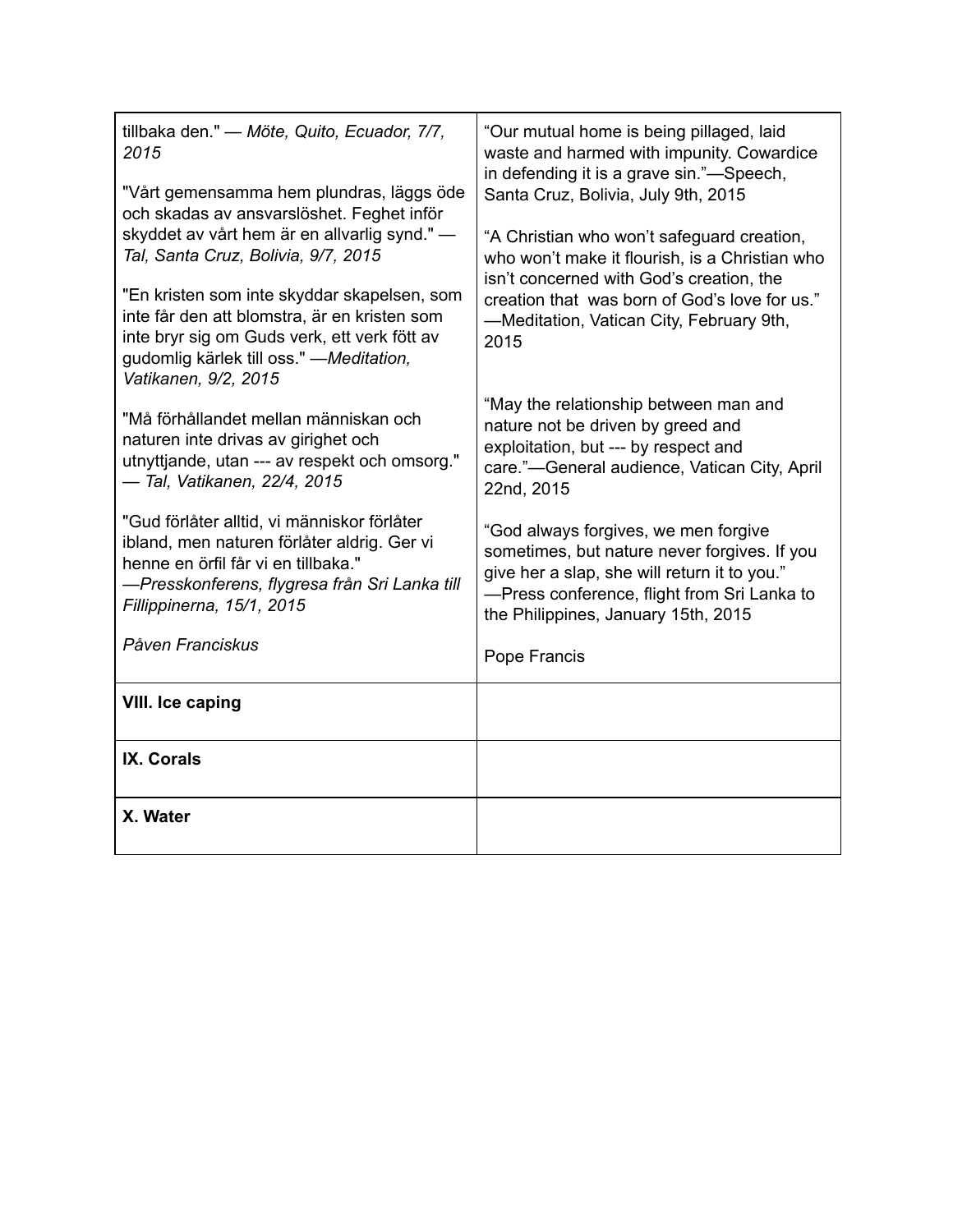| | |
|---|---|
| tillbaka den." — *Möte, Quito, Ecuador, 7/7, 2015*<br><br>"Vårt gemensamma hem plundras, läggs öde och skadas av ansvarslöshet. Feghet inför skyddet av vårt hem är en allvarlig synd." — *Tal, Santa Cruz, Bolivia, 9/7, 2015*<br><br>"En kristen som inte skyddar skapelsen, som inte får den att blomstra, är en kristen som inte bryr sig om Guds verk, ett verk fött av gudomlig kärlek till oss." —*Meditation, Vatikanen, 9/2, 2015*<br><br>"Må förhållandet mellan människan och naturen inte drivas av girighet och utnyttjande, utan --- av respekt och omsorg." — *Tal, Vatikanen, 22/4, 2015*<br><br>"Gud förlåter alltid, vi människor förlåter ibland, men naturen förlåter aldrig. Ger vi henne en örfil får vi en tillbaka." —*Presskonferens, flygresa från Sri Lanka till Fillippinerna, 15/1, 2015*<br><br>*Påven Franciskus* | "Our mutual home is being pillaged, laid waste and harmed with impunity. Cowardice in defending it is a grave sin."—Speech, Santa Cruz, Bolivia, July 9th, 2015<br><br>"A Christian who won't safeguard creation, who won't make it flourish, is a Christian who isn't concerned with God's creation, the creation that was born of God's love for us." —Meditation, Vatican City, February 9th, 2015<br><br>"May the relationship between man and nature not be driven by greed and exploitation, but --- by respect and care."—General audience, Vatican City, April 22nd, 2015<br><br>"God always forgives, we men forgive sometimes, but nature never forgives. If you give her a slap, she will return it to you." —Press conference, flight from Sri Lanka to the Philippines, January 15th, 2015<br><br>Pope Francis |
| **VIII. Ice caping** | |
| **IX. Corals** | |
| **X. Water** | |